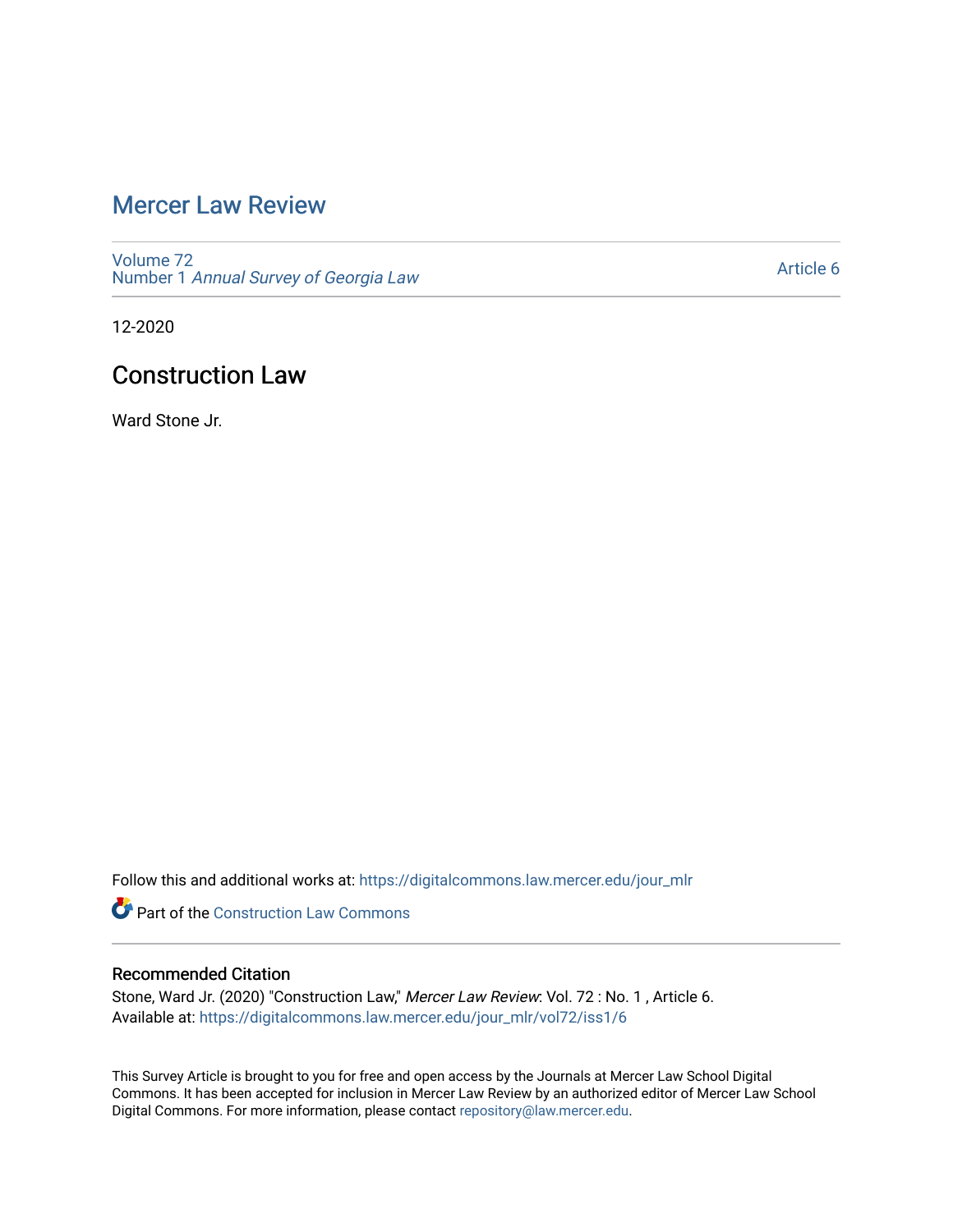# Mercer Law Review

Volume 72
Number 1 *Annual Survey of Georgia Law*

Article 6

12-2020

## Construction Law

Ward Stone Jr.

Follow this and additional works at: https://digitalcommons.law.mercer.edu/jour_mlr

Part of the Construction Law Commons

### Recommended Citation

Stone, Ward Jr. (2020) "Construction Law," *Mercer Law Review*: Vol. 72 : No. 1 , Article 6.
Available at: https://digitalcommons.law.mercer.edu/jour_mlr/vol72/iss1/6

This Survey Article is brought to you for free and open access by the Journals at Mercer Law School Digital Commons. It has been accepted for inclusion in Mercer Law Review by an authorized editor of Mercer Law School Digital Commons. For more information, please contact repository@law.mercer.edu.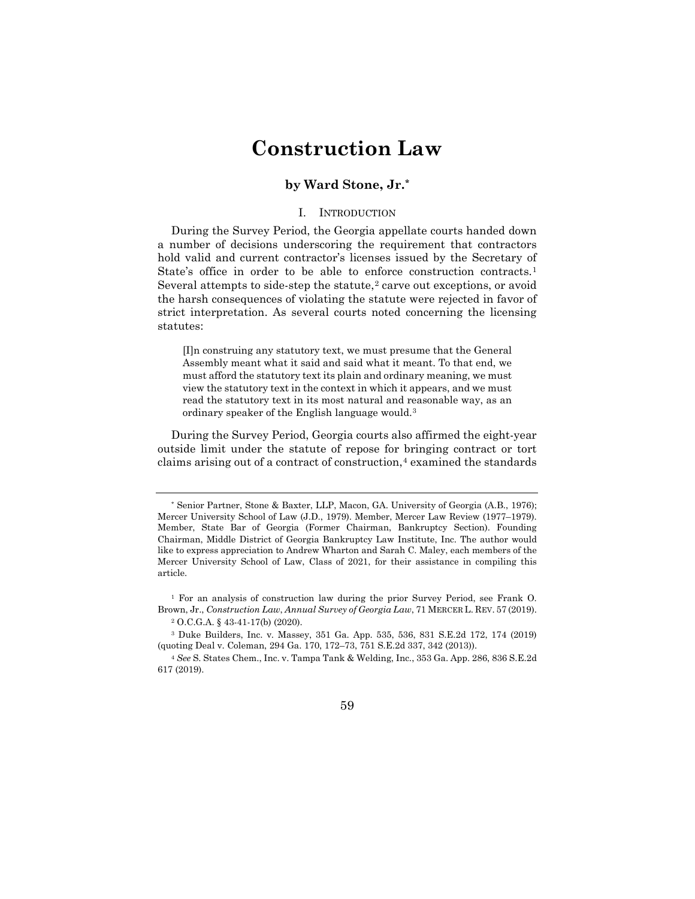# Construction Law

**by Ward Stone, Jr.***

## I. Introduction

During the Survey Period, the Georgia appellate courts handed down a number of decisions underscoring the requirement that contractors hold valid and current contractor's licenses issued by the Secretary of State's office in order to be able to enforce construction contracts.[1] Several attempts to side-step the statute,[2] carve out exceptions, or avoid the harsh consequences of violating the statute were rejected in favor of strict interpretation. As several courts noted concerning the licensing statutes:

> [I]n construing any statutory text, we must presume that the General Assembly meant what it said and said what it meant. To that end, we must afford the statutory text its plain and ordinary meaning, we must view the statutory text in the context in which it appears, and we must read the statutory text in its most natural and reasonable way, as an ordinary speaker of the English language would.[3]

During the Survey Period, Georgia courts also affirmed the eight-year outside limit under the statute of repose for bringing contract or tort claims arising out of a contract of construction,[4] examined the standards

---

\* Senior Partner, Stone & Baxter, LLP, Macon, GA. University of Georgia (A.B., 1976); Mercer University School of Law (J.D., 1979). Member, Mercer Law Review (1977–1979). Member, State Bar of Georgia (Former Chairman, Bankruptcy Section). Founding Chairman, Middle District of Georgia Bankruptcy Law Institute, Inc. The author would like to express appreciation to Andrew Wharton and Sarah C. Maley, each members of the Mercer University School of Law, Class of 2021, for their assistance in compiling this article.

[1] For an analysis of construction law during the prior Survey Period, see Frank O. Brown, Jr., *Construction Law*, *Annual Survey of Georgia Law*, 71 MERCER L. REV. 57 (2019).

[2] O.C.G.A. § 43-41-17(b) (2020).

[3] Duke Builders, Inc. v. Massey, 351 Ga. App. 535, 536, 831 S.E.2d 172, 174 (2019) (quoting Deal v. Coleman, 294 Ga. 170, 172–73, 751 S.E.2d 337, 342 (2013)).

[4] *See* S. States Chem., Inc. v. Tampa Tank & Welding, Inc., 353 Ga. App. 286, 836 S.E.2d 617 (2019).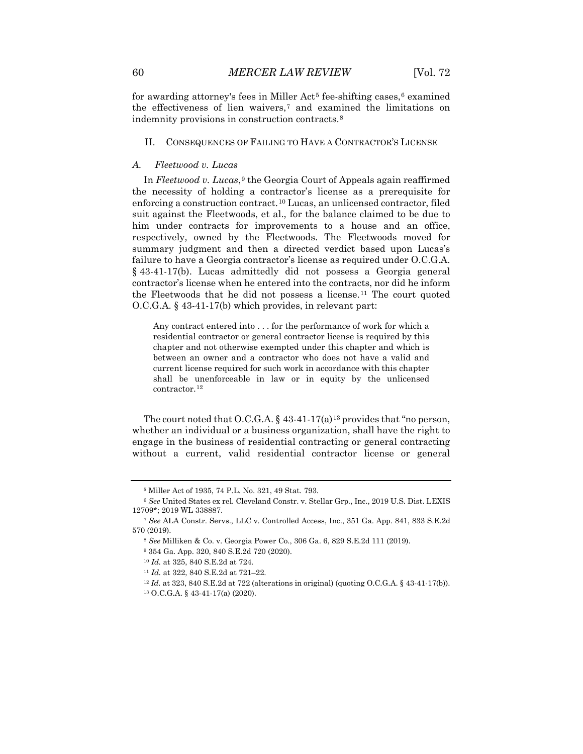for awarding attorney's fees in Miller Act[5] fee-shifting cases,[6] examined the effectiveness of lien waivers,[7] and examined the limitations on indemnity provisions in construction contracts.[8]

## II. CONSEQUENCES OF FAILING TO HAVE A CONTRACTOR'S LICENSE

### A. *Fleetwood v. Lucas*

In *Fleetwood v. Lucas*,[9] the Georgia Court of Appeals again reaffirmed the necessity of holding a contractor's license as a prerequisite for enforcing a construction contract.[10] Lucas, an unlicensed contractor, filed suit against the Fleetwoods, et al., for the balance claimed to be due to him under contracts for improvements to a house and an office, respectively, owned by the Fleetwoods. The Fleetwoods moved for summary judgment and then a directed verdict based upon Lucas's failure to have a Georgia contractor's license as required under O.C.G.A. § 43-41-17(b). Lucas admittedly did not possess a Georgia general contractor's license when he entered into the contracts, nor did he inform the Fleetwoods that he did not possess a license.[11] The court quoted O.C.G.A. § 43-41-17(b) which provides, in relevant part:

> Any contract entered into . . . for the performance of work for which a residential contractor or general contractor license is required by this chapter and not otherwise exempted under this chapter and which is between an owner and a contractor who does not have a valid and current license required for such work in accordance with this chapter shall be unenforceable in law or in equity by the unlicensed contractor.[12]

The court noted that O.C.G.A. § 43-41-17(a)[13] provides that "no person, whether an individual or a business organization, shall have the right to engage in the business of residential contracting or general contracting without a current, valid residential contractor license or general

---

[5] Miller Act of 1935, 74 P.L. No. 321, 49 Stat. 793.

[6] *See* United States ex rel. Cleveland Constr. v. Stellar Grp., Inc., 2019 U.S. Dist. LEXIS 12709*; 2019 WL 338887.

[7] *See* ALA Constr. Servs., LLC v. Controlled Access, Inc., 351 Ga. App. 841, 833 S.E.2d 570 (2019).

[8] *See* Milliken & Co. v. Georgia Power Co., 306 Ga. 6, 829 S.E.2d 111 (2019).

[9] 354 Ga. App. 320, 840 S.E.2d 720 (2020).

[10] *Id.* at 325, 840 S.E.2d at 724.

[11] *Id.* at 322, 840 S.E.2d at 721–22.

[12] *Id.* at 323, 840 S.E.2d at 722 (alterations in original) (quoting O.C.G.A. § 43-41-17(b)).

[13] O.C.G.A. § 43-41-17(a) (2020).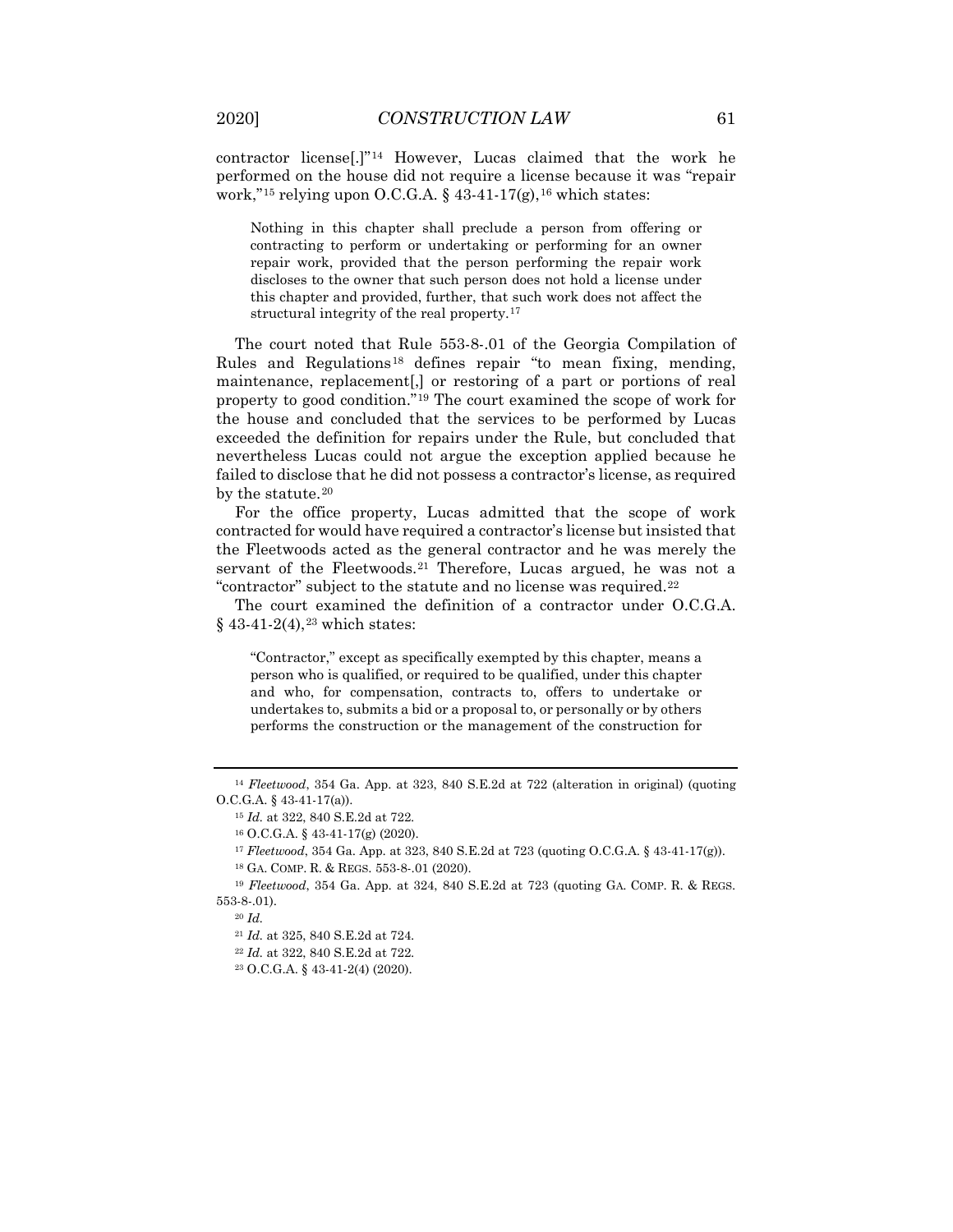contractor license[.]"[14] However, Lucas claimed that the work he performed on the house did not require a license because it was "repair work,"[15] relying upon O.C.G.A. § 43-41-17(g),[16] which states:

> Nothing in this chapter shall preclude a person from offering or contracting to perform or undertaking or performing for an owner repair work, provided that the person performing the repair work discloses to the owner that such person does not hold a license under this chapter and provided, further, that such work does not affect the structural integrity of the real property.[17]

The court noted that Rule 553-8-.01 of the Georgia Compilation of Rules and Regulations[18] defines repair "to mean fixing, mending, maintenance, replacement[,] or restoring of a part or portions of real property to good condition."[19] The court examined the scope of work for the house and concluded that the services to be performed by Lucas exceeded the definition for repairs under the Rule, but concluded that nevertheless Lucas could not argue the exception applied because he failed to disclose that he did not possess a contractor's license, as required by the statute.[20]

For the office property, Lucas admitted that the scope of work contracted for would have required a contractor's license but insisted that the Fleetwoods acted as the general contractor and he was merely the servant of the Fleetwoods.[21] Therefore, Lucas argued, he was not a "contractor" subject to the statute and no license was required.[22]

The court examined the definition of a contractor under O.C.G.A. § 43-41-2(4),[23] which states:

> "Contractor," except as specifically exempted by this chapter, means a person who is qualified, or required to be qualified, under this chapter and who, for compensation, contracts to, offers to undertake or undertakes to, submits a bid or a proposal to, or personally or by others performs the construction or the management of the construction for

---

[14] *Fleetwood*, 354 Ga. App. at 323, 840 S.E.2d at 722 (alteration in original) (quoting O.C.G.A. § 43-41-17(a)).

[15] *Id.* at 322, 840 S.E.2d at 722.

[16] O.C.G.A. § 43-41-17(g) (2020).

[17] *Fleetwood*, 354 Ga. App. at 323, 840 S.E.2d at 723 (quoting O.C.G.A. § 43-41-17(g)).

[18] GA. COMP. R. & REGS. 553-8-.01 (2020).

[19] *Fleetwood*, 354 Ga. App. at 324, 840 S.E.2d at 723 (quoting GA. COMP. R. & REGS. 553-8-.01).

[20] *Id.*

[21] *Id.* at 325, 840 S.E.2d at 724.

[22] *Id.* at 322, 840 S.E.2d at 722.

[23] O.C.G.A. § 43-41-2(4) (2020).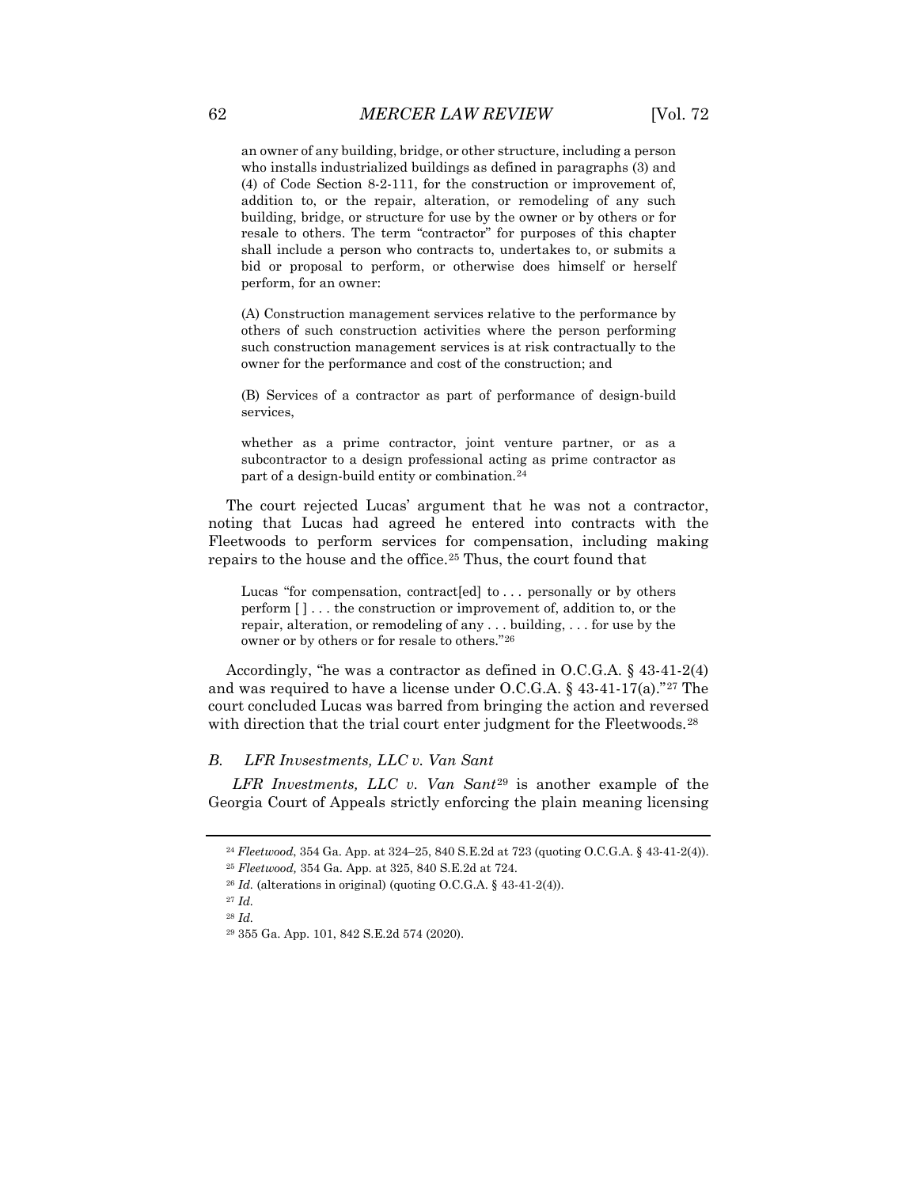> an owner of any building, bridge, or other structure, including a person who installs industrialized buildings as defined in paragraphs (3) and (4) of Code Section 8-2-111, for the construction or improvement of, addition to, or the repair, alteration, or remodeling of any such building, bridge, or structure for use by the owner or by others or for resale to others. The term "contractor" for purposes of this chapter shall include a person who contracts to, undertakes to, or submits a bid or proposal to perform, or otherwise does himself or herself perform, for an owner:
>
> (A) Construction management services relative to the performance by others of such construction activities where the person performing such construction management services is at risk contractually to the owner for the performance and cost of the construction; and
>
> (B) Services of a contractor as part of performance of design-build services,
>
> whether as a prime contractor, joint venture partner, or as a subcontractor to a design professional acting as prime contractor as part of a design-build entity or combination.[24]

The court rejected Lucas' argument that he was not a contractor, noting that Lucas had agreed he entered into contracts with the Fleetwoods to perform services for compensation, including making repairs to the house and the office.[25] Thus, the court found that

> Lucas "for compensation, contract[ed] to . . . personally or by others perform [ ] . . . the construction or improvement of, addition to, or the repair, alteration, or remodeling of any . . . building, . . . for use by the owner or by others or for resale to others."[26]

Accordingly, "he was a contractor as defined in O.C.G.A. § 43-41-2(4) and was required to have a license under O.C.G.A. § 43-41-17(a)."[27] The court concluded Lucas was barred from bringing the action and reversed with direction that the trial court enter judgment for the Fleetwoods.[28]

### *B. LFR Invsestments, LLC v. Van Sant*

*LFR Investments, LLC v. Van Sant*[29] is another example of the Georgia Court of Appeals strictly enforcing the plain meaning licensing

---

[24] *Fleetwood*, 354 Ga. App. at 324–25, 840 S.E.2d at 723 (quoting O.C.G.A. § 43-41-2(4)).

[25] *Fleetwood,* 354 Ga. App. at 325, 840 S.E.2d at 724.

[26] *Id.* (alterations in original) (quoting O.C.G.A. § 43-41-2(4)).

[27] *Id.*

[28] *Id.*

[29] 355 Ga. App. 101, 842 S.E.2d 574 (2020).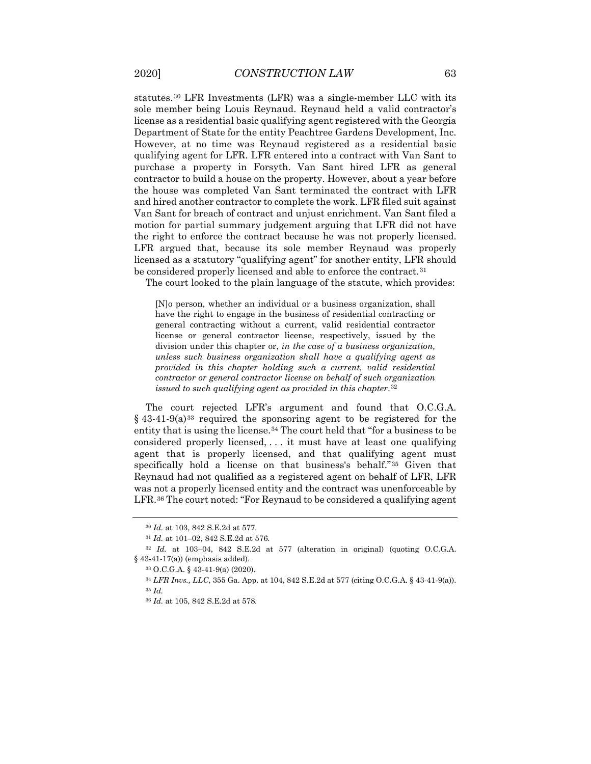statutes.[30] LFR Investments (LFR) was a single-member LLC with its sole member being Louis Reynaud. Reynaud held a valid contractor's license as a residential basic qualifying agent registered with the Georgia Department of State for the entity Peachtree Gardens Development, Inc. However, at no time was Reynaud registered as a residential basic qualifying agent for LFR. LFR entered into a contract with Van Sant to purchase a property in Forsyth. Van Sant hired LFR as general contractor to build a house on the property. However, about a year before the house was completed Van Sant terminated the contract with LFR and hired another contractor to complete the work. LFR filed suit against Van Sant for breach of contract and unjust enrichment. Van Sant filed a motion for partial summary judgement arguing that LFR did not have the right to enforce the contract because he was not properly licensed. LFR argued that, because its sole member Reynaud was properly licensed as a statutory "qualifying agent" for another entity, LFR should be considered properly licensed and able to enforce the contract.[31]

The court looked to the plain language of the statute, which provides:

> [N]o person, whether an individual or a business organization, shall have the right to engage in the business of residential contracting or general contracting without a current, valid residential contractor license or general contractor license, respectively, issued by the division under this chapter or, *in the case of a business organization, unless such business organization shall have a qualifying agent as provided in this chapter holding such a current, valid residential contractor or general contractor license on behalf of such organization issued to such qualifying agent as provided in this chapter*.[32]

The court rejected LFR's argument and found that O.C.G.A. § 43-41-9(a)[33] required the sponsoring agent to be registered for the entity that is using the license.[34] The court held that "for a business to be considered properly licensed, . . . it must have at least one qualifying agent that is properly licensed, and that qualifying agent must specifically hold a license on that business's behalf."[35] Given that Reynaud had not qualified as a registered agent on behalf of LFR, LFR was not a properly licensed entity and the contract was unenforceable by LFR.[36] The court noted: "For Reynaud to be considered a qualifying agent

---

[30] *Id.* at 103, 842 S.E.2d at 577.

[31] *Id.* at 101–02, 842 S.E.2d at 576.

[32] *Id.* at 103–04, 842 S.E.2d at 577 (alteration in original) (quoting O.C.G.A. § 43-41-17(a)) (emphasis added).

[33] O.C.G.A. § 43-41-9(a) (2020).

[34] *LFR Invs., LLC*, 355 Ga. App. at 104, 842 S.E.2d at 577 (citing O.C.G.A. § 43-41-9(a)).

[35] *Id.*

[36] *Id.* at 105, 842 S.E.2d at 578.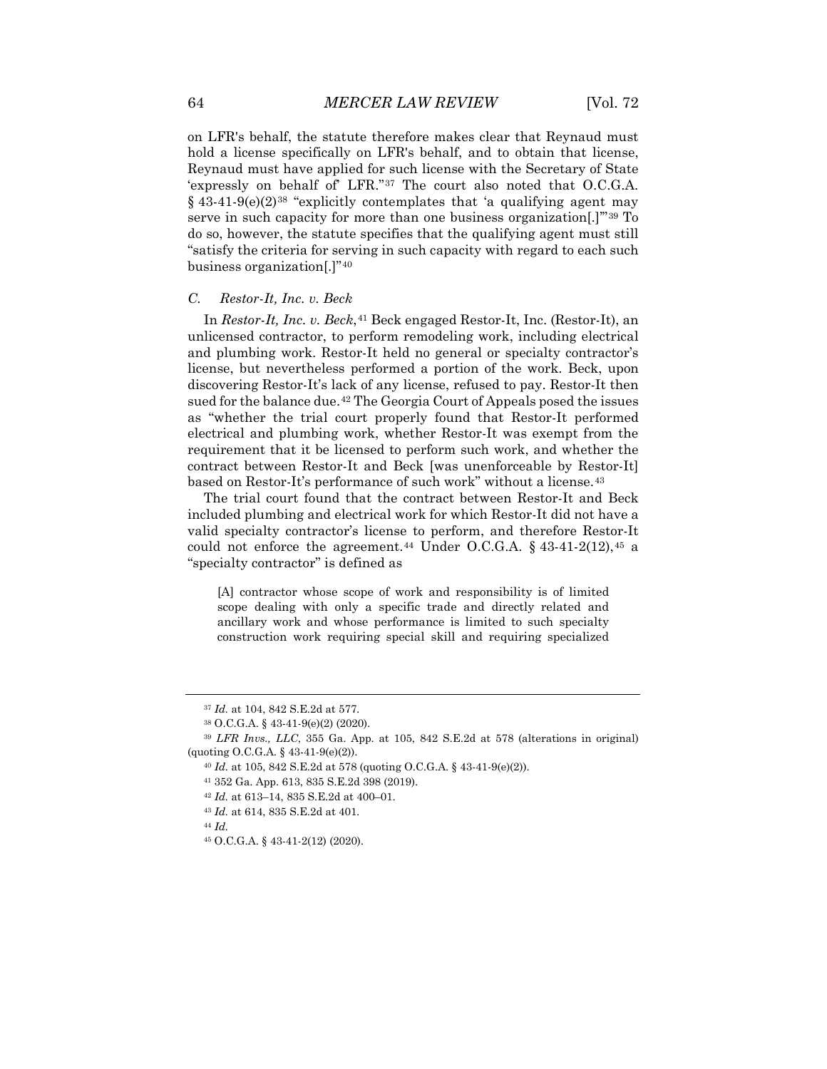on LFR's behalf, the statute therefore makes clear that Reynaud must hold a license specifically on LFR's behalf, and to obtain that license, Reynaud must have applied for such license with the Secretary of State 'expressly on behalf of' LFR."[37] The court also noted that O.C.G.A. § 43-41-9(e)(2)[38] "explicitly contemplates that 'a qualifying agent may serve in such capacity for more than one business organization[.]'"[39] To do so, however, the statute specifies that the qualifying agent must still "satisfy the criteria for serving in such capacity with regard to each such business organization[.]"[40]

### C. *Restor-It, Inc. v. Beck*

In *Restor-It, Inc. v. Beck*,[41] Beck engaged Restor-It, Inc. (Restor-It), an unlicensed contractor, to perform remodeling work, including electrical and plumbing work. Restor-It held no general or specialty contractor's license, but nevertheless performed a portion of the work. Beck, upon discovering Restor-It's lack of any license, refused to pay. Restor-It then sued for the balance due.[42] The Georgia Court of Appeals posed the issues as "whether the trial court properly found that Restor-It performed electrical and plumbing work, whether Restor-It was exempt from the requirement that it be licensed to perform such work, and whether the contract between Restor-It and Beck [was unenforceable by Restor-It] based on Restor-It's performance of such work" without a license.[43]

The trial court found that the contract between Restor-It and Beck included plumbing and electrical work for which Restor-It did not have a valid specialty contractor's license to perform, and therefore Restor-It could not enforce the agreement.[44] Under O.C.G.A. § 43-41-2(12),[45] a "specialty contractor" is defined as

> [A] contractor whose scope of work and responsibility is of limited scope dealing with only a specific trade and directly related and ancillary work and whose performance is limited to such specialty construction work requiring special skill and requiring specialized

---

[37] *Id.* at 104, 842 S.E.2d at 577.

[38] O.C.G.A. § 43-41-9(e)(2) (2020).

[39] *LFR Invs., LLC*, 355 Ga. App. at 105, 842 S.E.2d at 578 (alterations in original) (quoting O.C.G.A. § 43-41-9(e)(2)).

[40] *Id.* at 105, 842 S.E.2d at 578 (quoting O.C.G.A. § 43-41-9(e)(2)).

[41] 352 Ga. App. 613, 835 S.E.2d 398 (2019).

[42] *Id.* at 613–14, 835 S.E.2d at 400–01.

[43] *Id.* at 614, 835 S.E.2d at 401.

[44] *Id.*

[45] O.C.G.A. § 43-41-2(12) (2020).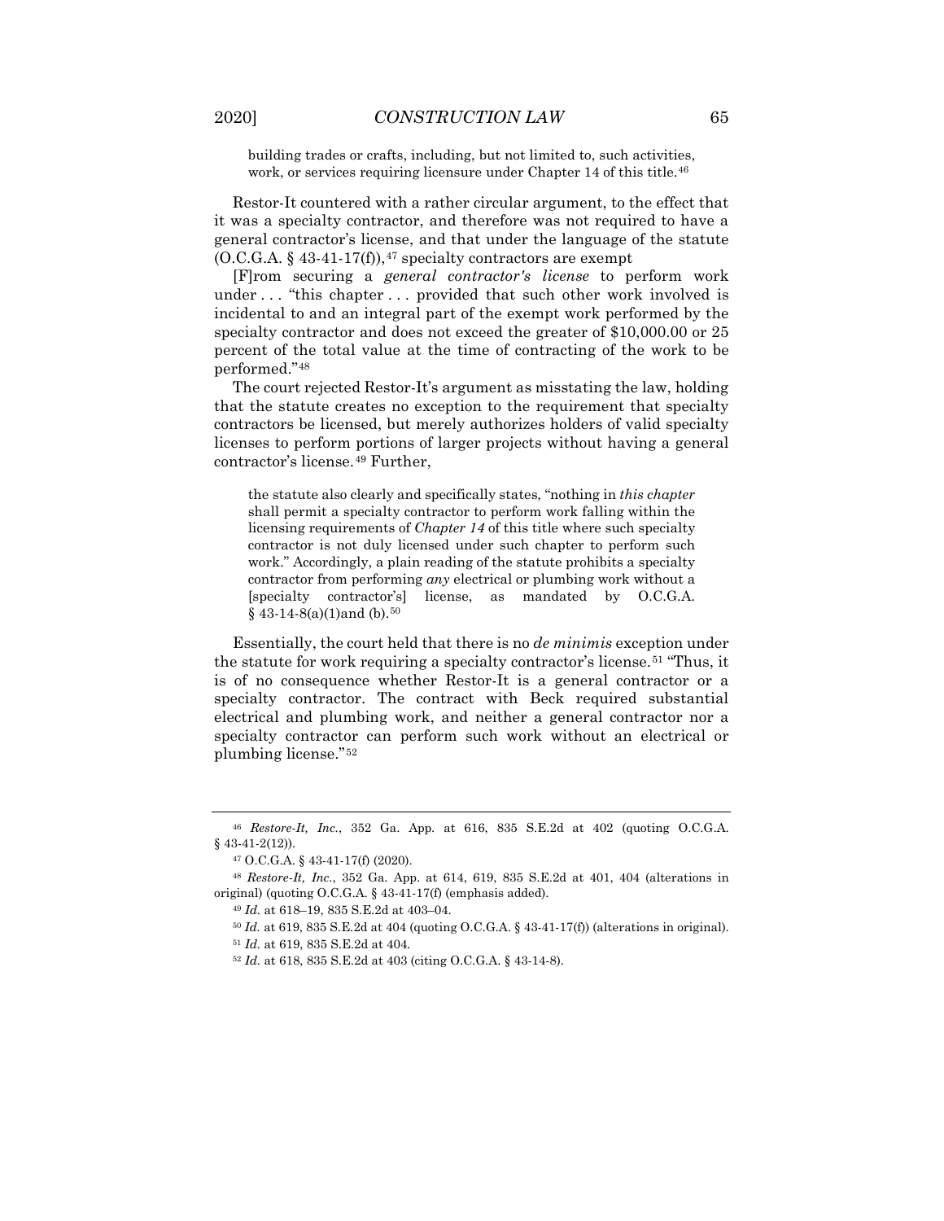> building trades or crafts, including, but not limited to, such activities, work, or services requiring licensure under Chapter 14 of this title.[46]

Restor-It countered with a rather circular argument, to the effect that it was a specialty contractor, and therefore was not required to have a general contractor's license, and that under the language of the statute (O.C.G.A. § 43-41-17(f)),[47] specialty contractors are exempt

[F]rom securing a *general contractor's license* to perform work under . . . "this chapter . . . provided that such other work involved is incidental to and an integral part of the exempt work performed by the specialty contractor and does not exceed the greater of $10,000.00 or 25 percent of the total value at the time of contracting of the work to be performed."[48]

The court rejected Restor-It's argument as misstating the law, holding that the statute creates no exception to the requirement that specialty contractors be licensed, but merely authorizes holders of valid specialty licenses to perform portions of larger projects without having a general contractor's license.[49] Further,

> the statute also clearly and specifically states, "nothing in *this chapter* shall permit a specialty contractor to perform work falling within the licensing requirements of *Chapter 14* of this title where such specialty contractor is not duly licensed under such chapter to perform such work." Accordingly, a plain reading of the statute prohibits a specialty contractor from performing *any* electrical or plumbing work without a [specialty contractor's] license, as mandated by O.C.G.A. § 43-14-8(a)(1)and (b).[50]

Essentially, the court held that there is no *de minimis* exception under the statute for work requiring a specialty contractor's license.[51] "Thus, it is of no consequence whether Restor-It is a general contractor or a specialty contractor. The contract with Beck required substantial electrical and plumbing work, and neither a general contractor nor a specialty contractor can perform such work without an electrical or plumbing license."[52]

---

[46] *Restore-It, Inc.*, 352 Ga. App. at 616, 835 S.E.2d at 402 (quoting O.C.G.A. § 43-41-2(12)).

[47] O.C.G.A. § 43-41-17(f) (2020).

[48] *Restore-It, Inc.*, 352 Ga. App. at 614, 619, 835 S.E.2d at 401, 404 (alterations in original) (quoting O.C.G.A. § 43-41-17(f) (emphasis added).

[49] *Id.* at 618–19, 835 S.E.2d at 403–04.

[50] *Id.* at 619, 835 S.E.2d at 404 (quoting O.C.G.A. § 43-41-17(f)) (alterations in original).

[51] *Id.* at 619, 835 S.E.2d at 404.

[52] *Id.* at 618, 835 S.E.2d at 403 (citing O.C.G.A. § 43-14-8).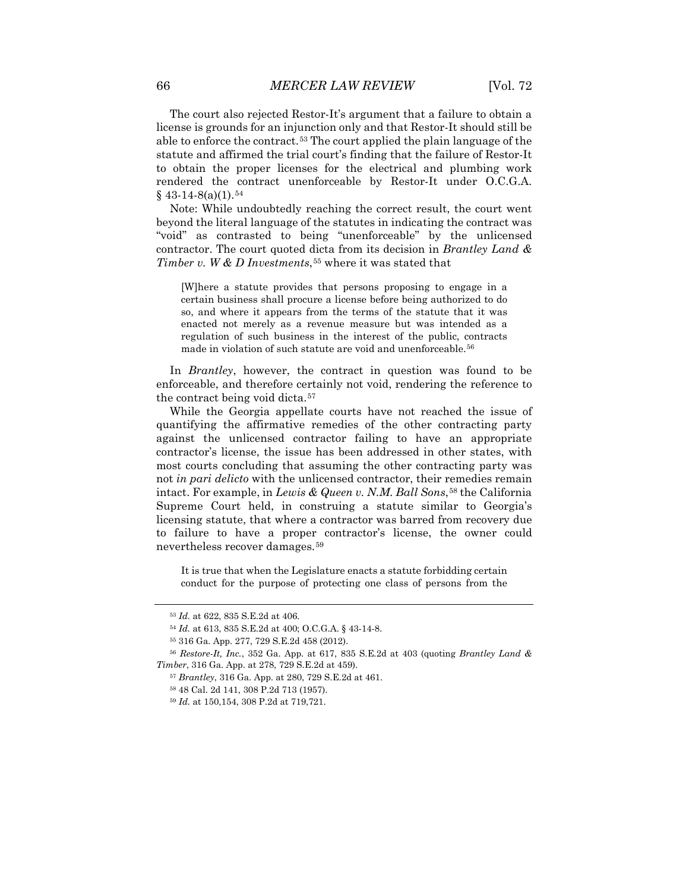The court also rejected Restor-It's argument that a failure to obtain a license is grounds for an injunction only and that Restor-It should still be able to enforce the contract.[53] The court applied the plain language of the statute and affirmed the trial court's finding that the failure of Restor-It to obtain the proper licenses for the electrical and plumbing work rendered the contract unenforceable by Restor-It under O.C.G.A. § 43-14-8(a)(1).[54]

Note: While undoubtedly reaching the correct result, the court went beyond the literal language of the statutes in indicating the contract was "void" as contrasted to being "unenforceable" by the unlicensed contractor. The court quoted dicta from its decision in *Brantley Land & Timber v. W & D Investments*,[55] where it was stated that

> [W]here a statute provides that persons proposing to engage in a certain business shall procure a license before being authorized to do so, and where it appears from the terms of the statute that it was enacted not merely as a revenue measure but was intended as a regulation of such business in the interest of the public, contracts made in violation of such statute are void and unenforceable.[56]

In *Brantley*, however, the contract in question was found to be enforceable, and therefore certainly not void, rendering the reference to the contract being void dicta.[57]

While the Georgia appellate courts have not reached the issue of quantifying the affirmative remedies of the other contracting party against the unlicensed contractor failing to have an appropriate contractor's license, the issue has been addressed in other states, with most courts concluding that assuming the other contracting party was not *in pari delicto* with the unlicensed contractor, their remedies remain intact. For example, in *Lewis & Queen v. N.M. Ball Sons*,[58] the California Supreme Court held, in construing a statute similar to Georgia's licensing statute, that where a contractor was barred from recovery due to failure to have a proper contractor's license, the owner could nevertheless recover damages.[59]

> It is true that when the Legislature enacts a statute forbidding certain conduct for the purpose of protecting one class of persons from the

---

[53] *Id.* at 622, 835 S.E.2d at 406.

[54] *Id.* at 613, 835 S.E.2d at 400; O.C.G.A. § 43-14-8.

[55] 316 Ga. App. 277, 729 S.E.2d 458 (2012).

[56] *Restore-It, Inc.*, 352 Ga. App. at 617, 835 S.E.2d at 403 (quoting *Brantley Land & Timber*, 316 Ga. App. at 278, 729 S.E.2d at 459).

[57] *Brantley*, 316 Ga. App. at 280, 729 S.E.2d at 461.

[58] 48 Cal. 2d 141, 308 P.2d 713 (1957).

[59] *Id.* at 150,154, 308 P.2d at 719,721.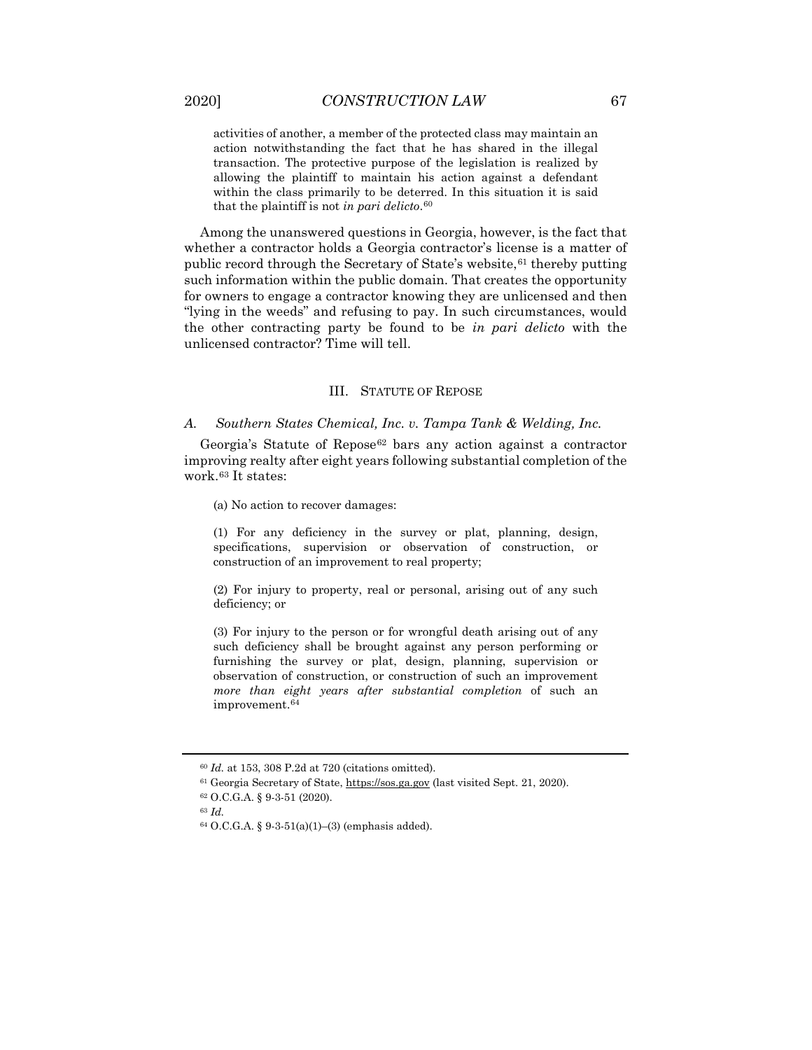> activities of another, a member of the protected class may maintain an action notwithstanding the fact that he has shared in the illegal transaction. The protective purpose of the legislation is realized by allowing the plaintiff to maintain his action against a defendant within the class primarily to be deterred. In this situation it is said that the plaintiff is not *in pari delicto*.[60]

Among the unanswered questions in Georgia, however, is the fact that whether a contractor holds a Georgia contractor's license is a matter of public record through the Secretary of State's website,[61] thereby putting such information within the public domain. That creates the opportunity for owners to engage a contractor knowing they are unlicensed and then "lying in the weeds" and refusing to pay. In such circumstances, would the other contracting party be found to be *in pari delicto* with the unlicensed contractor? Time will tell.

## III. Statute of Repose

### A. *Southern States Chemical, Inc. v. Tampa Tank & Welding, Inc.*

Georgia's Statute of Repose[62] bars any action against a contractor improving realty after eight years following substantial completion of the work.[63] It states:

> (a) No action to recover damages:
>
> (1) For any deficiency in the survey or plat, planning, design, specifications, supervision or observation of construction, or construction of an improvement to real property;
>
> (2) For injury to property, real or personal, arising out of any such deficiency; or
>
> (3) For injury to the person or for wrongful death arising out of any such deficiency shall be brought against any person performing or furnishing the survey or plat, design, planning, supervision or observation of construction, or construction of such an improvement *more than eight years after substantial completion* of such an improvement.[64]

---

[60] *Id.* at 153, 308 P.2d at 720 (citations omitted).

[61] Georgia Secretary of State, https://sos.ga.gov (last visited Sept. 21, 2020).

[62] O.C.G.A. § 9-3-51 (2020).

[63] *Id.*

[64] O.C.G.A. § 9-3-51(a)(1)–(3) (emphasis added).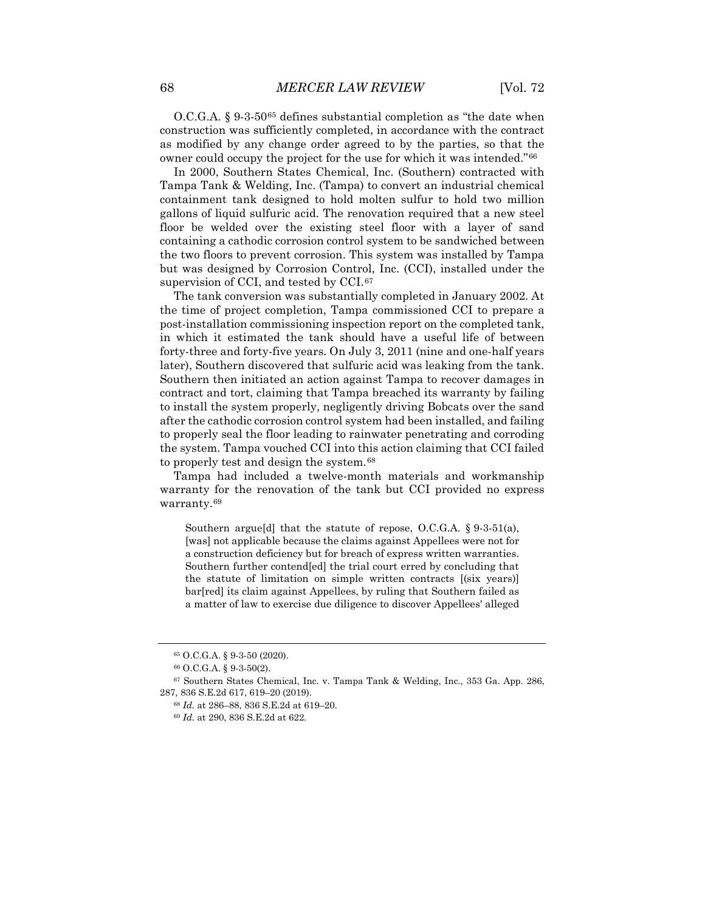O.C.G.A. § 9-3-50[65] defines substantial completion as "the date when construction was sufficiently completed, in accordance with the contract as modified by any change order agreed to by the parties, so that the owner could occupy the project for the use for which it was intended."[66]

In 2000, Southern States Chemical, Inc. (Southern) contracted with Tampa Tank & Welding, Inc. (Tampa) to convert an industrial chemical containment tank designed to hold molten sulfur to hold two million gallons of liquid sulfuric acid. The renovation required that a new steel floor be welded over the existing steel floor with a layer of sand containing a cathodic corrosion control system to be sandwiched between the two floors to prevent corrosion. This system was installed by Tampa but was designed by Corrosion Control, Inc. (CCI), installed under the supervision of CCI, and tested by CCI.[67]

The tank conversion was substantially completed in January 2002. At the time of project completion, Tampa commissioned CCI to prepare a post-installation commissioning inspection report on the completed tank, in which it estimated the tank should have a useful life of between forty-three and forty-five years. On July 3, 2011 (nine and one-half years later), Southern discovered that sulfuric acid was leaking from the tank. Southern then initiated an action against Tampa to recover damages in contract and tort, claiming that Tampa breached its warranty by failing to install the system properly, negligently driving Bobcats over the sand after the cathodic corrosion control system had been installed, and failing to properly seal the floor leading to rainwater penetrating and corroding the system. Tampa vouched CCI into this action claiming that CCI failed to properly test and design the system.[68]

Tampa had included a twelve-month materials and workmanship warranty for the renovation of the tank but CCI provided no express warranty.[69]

> Southern argue[d] that the statute of repose, O.C.G.A. § 9-3-51(a), [was] not applicable because the claims against Appellees were not for a construction deficiency but for breach of express written warranties. Southern further contend[ed] the trial court erred by concluding that the statute of limitation on simple written contracts [(six years)] bar[red] its claim against Appellees, by ruling that Southern failed as a matter of law to exercise due diligence to discover Appellees' alleged

---

[65] O.C.G.A. § 9-3-50 (2020).

[66] O.C.G.A. § 9-3-50(2).

[67] Southern States Chemical, Inc. v. Tampa Tank & Welding, Inc., 353 Ga. App. 286, 287, 836 S.E.2d 617, 619–20 (2019).

[68] *Id.* at 286–88, 836 S.E.2d at 619–20.

[69] *Id.* at 290, 836 S.E.2d at 622.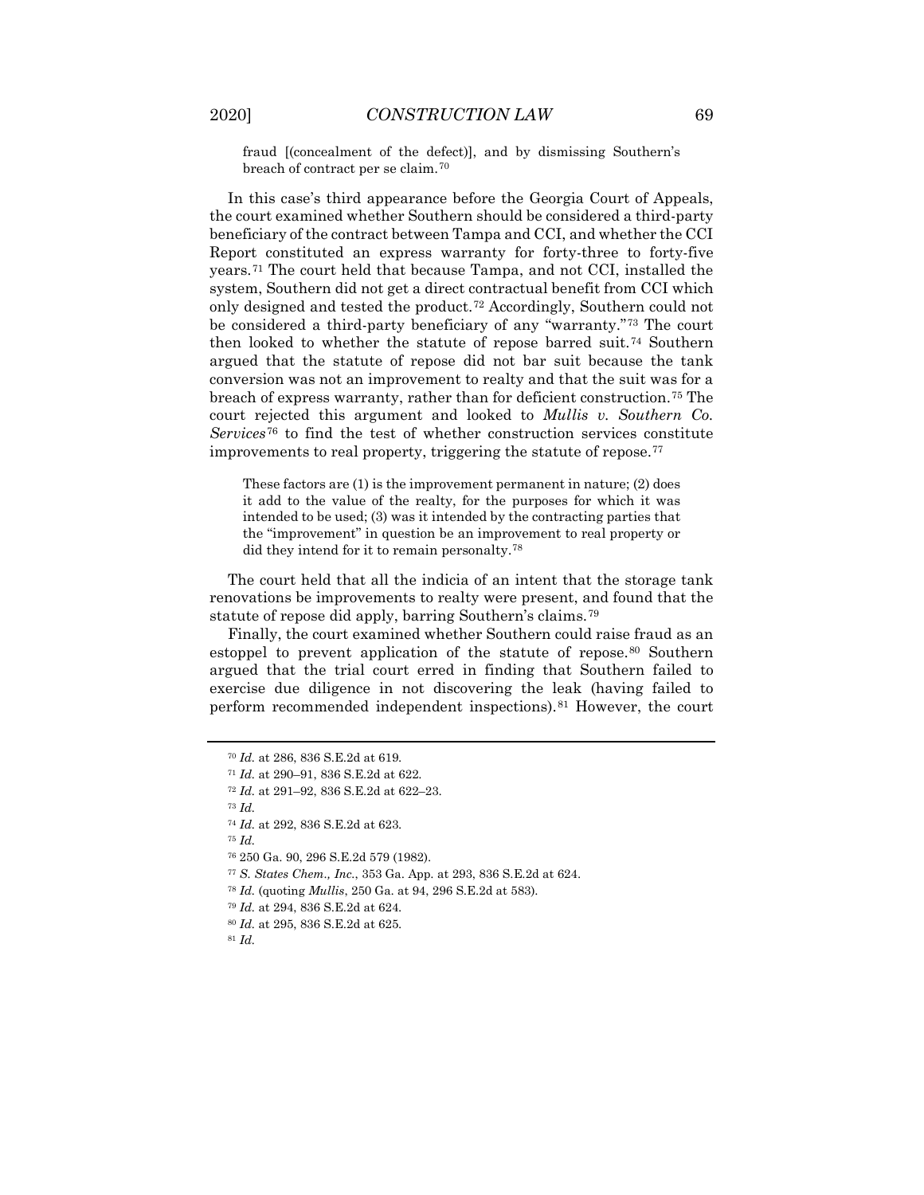> fraud [(concealment of the defect)], and by dismissing Southern's breach of contract per se claim.[70]

In this case's third appearance before the Georgia Court of Appeals, the court examined whether Southern should be considered a third-party beneficiary of the contract between Tampa and CCI, and whether the CCI Report constituted an express warranty for forty-three to forty-five years.[71] The court held that because Tampa, and not CCI, installed the system, Southern did not get a direct contractual benefit from CCI which only designed and tested the product.[72] Accordingly, Southern could not be considered a third-party beneficiary of any "warranty."[73] The court then looked to whether the statute of repose barred suit.[74] Southern argued that the statute of repose did not bar suit because the tank conversion was not an improvement to realty and that the suit was for a breach of express warranty, rather than for deficient construction.[75] The court rejected this argument and looked to *Mullis v. Southern Co. Services*[76] to find the test of whether construction services constitute improvements to real property, triggering the statute of repose.[77]

> These factors are (1) is the improvement permanent in nature; (2) does it add to the value of the realty, for the purposes for which it was intended to be used; (3) was it intended by the contracting parties that the "improvement" in question be an improvement to real property or did they intend for it to remain personalty.[78]

The court held that all the indicia of an intent that the storage tank renovations be improvements to realty were present, and found that the statute of repose did apply, barring Southern's claims.[79]

Finally, the court examined whether Southern could raise fraud as an estoppel to prevent application of the statute of repose.[80] Southern argued that the trial court erred in finding that Southern failed to exercise due diligence in not discovering the leak (having failed to perform recommended independent inspections).[81] However, the court

---

[70] *Id.* at 286, 836 S.E.2d at 619.

[71] *Id.* at 290–91, 836 S.E.2d at 622.

[72] *Id.* at 291–92, 836 S.E.2d at 622–23.

[73] *Id.*

[74] *Id.* at 292, 836 S.E.2d at 623.

[75] *Id.*

[76] 250 Ga. 90, 296 S.E.2d 579 (1982).

[77] *S. States Chem., Inc.*, 353 Ga. App. at 293, 836 S.E.2d at 624.

[78] *Id.* (quoting *Mullis*, 250 Ga. at 94, 296 S.E.2d at 583).

[79] *Id.* at 294, 836 S.E.2d at 624.

[80] *Id.* at 295, 836 S.E.2d at 625.

[81] *Id.*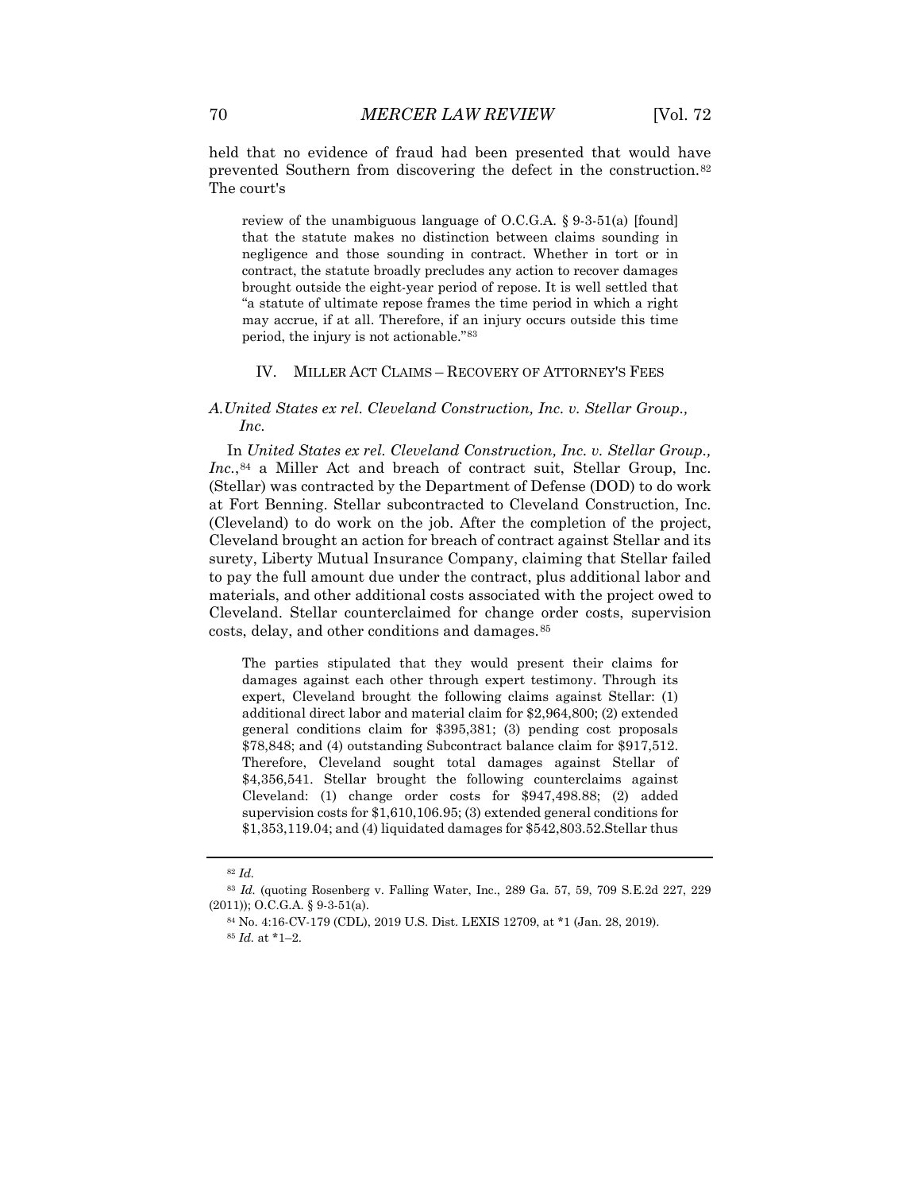held that no evidence of fraud had been presented that would have prevented Southern from discovering the defect in the construction.[82] The court's

> review of the unambiguous language of O.C.G.A. § 9-3-51(a) [found] that the statute makes no distinction between claims sounding in negligence and those sounding in contract. Whether in tort or in contract, the statute broadly precludes any action to recover damages brought outside the eight-year period of repose. It is well settled that "a statute of ultimate repose frames the time period in which a right may accrue, if at all. Therefore, if an injury occurs outside this time period, the injury is not actionable."[83]

## IV. MILLER ACT CLAIMS – RECOVERY OF ATTORNEY'S FEES

### A. *United States ex rel. Cleveland Construction, Inc. v. Stellar Group., Inc.*

In *United States ex rel. Cleveland Construction, Inc. v. Stellar Group., Inc.*,[84] a Miller Act and breach of contract suit, Stellar Group, Inc. (Stellar) was contracted by the Department of Defense (DOD) to do work at Fort Benning. Stellar subcontracted to Cleveland Construction, Inc. (Cleveland) to do work on the job. After the completion of the project, Cleveland brought an action for breach of contract against Stellar and its surety, Liberty Mutual Insurance Company, claiming that Stellar failed to pay the full amount due under the contract, plus additional labor and materials, and other additional costs associated with the project owed to Cleveland. Stellar counterclaimed for change order costs, supervision costs, delay, and other conditions and damages.[85]

> The parties stipulated that they would present their claims for damages against each other through expert testimony. Through its expert, Cleveland brought the following claims against Stellar: (1) additional direct labor and material claim for $2,964,800; (2) extended general conditions claim for $395,381; (3) pending cost proposals $78,848; and (4) outstanding Subcontract balance claim for $917,512. Therefore, Cleveland sought total damages against Stellar of $4,356,541. Stellar brought the following counterclaims against Cleveland: (1) change order costs for $947,498.88; (2) added supervision costs for $1,610,106.95; (3) extended general conditions for $1,353,119.04; and (4) liquidated damages for $542,803.52.Stellar thus

---

[82] *Id.*

[83] *Id.* (quoting Rosenberg v. Falling Water, Inc., 289 Ga. 57, 59, 709 S.E.2d 227, 229 (2011)); O.C.G.A. § 9-3-51(a).

[84] No. 4:16-CV-179 (CDL), 2019 U.S. Dist. LEXIS 12709, at *1 (Jan. 28, 2019).

[85] *Id.* at *1–2.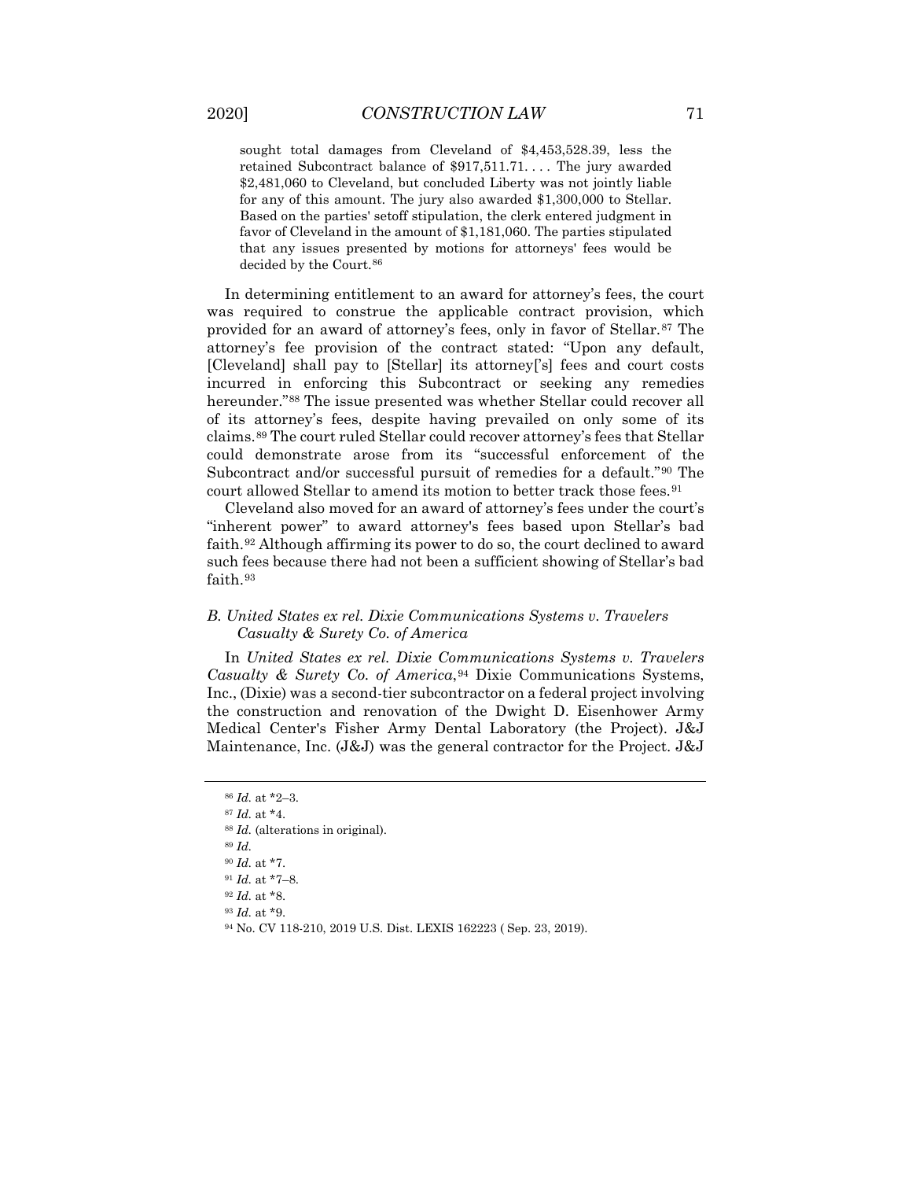> sought total damages from Cleveland of $4,453,528.39, less the retained Subcontract balance of $917,511.71. . . . The jury awarded $2,481,060 to Cleveland, but concluded Liberty was not jointly liable for any of this amount. The jury also awarded $1,300,000 to Stellar. Based on the parties' setoff stipulation, the clerk entered judgment in favor of Cleveland in the amount of $1,181,060. The parties stipulated that any issues presented by motions for attorneys' fees would be decided by the Court.[86]

In determining entitlement to an award for attorney's fees, the court was required to construe the applicable contract provision, which provided for an award of attorney's fees, only in favor of Stellar.[87] The attorney's fee provision of the contract stated: "Upon any default, [Cleveland] shall pay to [Stellar] its attorney['s] fees and court costs incurred in enforcing this Subcontract or seeking any remedies hereunder."[88] The issue presented was whether Stellar could recover all of its attorney's fees, despite having prevailed on only some of its claims.[89] The court ruled Stellar could recover attorney's fees that Stellar could demonstrate arose from its "successful enforcement of the Subcontract and/or successful pursuit of remedies for a default."[90] The court allowed Stellar to amend its motion to better track those fees.[91]

Cleveland also moved for an award of attorney's fees under the court's "inherent power" to award attorney's fees based upon Stellar's bad faith.[92] Although affirming its power to do so, the court declined to award such fees because there had not been a sufficient showing of Stellar's bad faith.[93]

### *B. United States ex rel. Dixie Communications Systems v. Travelers Casualty & Surety Co. of America*

In *United States ex rel. Dixie Communications Systems v. Travelers Casualty & Surety Co. of America*,[94] Dixie Communications Systems, Inc., (Dixie) was a second-tier subcontractor on a federal project involving the construction and renovation of the Dwight D. Eisenhower Army Medical Center's Fisher Army Dental Laboratory (the Project). J&J Maintenance, Inc. (J&J) was the general contractor for the Project. J&J

---

[86] *Id.* at *2–3.

[87] *Id.* at *4.

[88] *Id.* (alterations in original).

[89] *Id.*

[90] *Id.* at *7.

[91] *Id.* at *7–8.

[92] *Id.* at *8.

[93] *Id.* at *9.

[94] No. CV 118-210, 2019 U.S. Dist. LEXIS 162223 ( Sep. 23, 2019).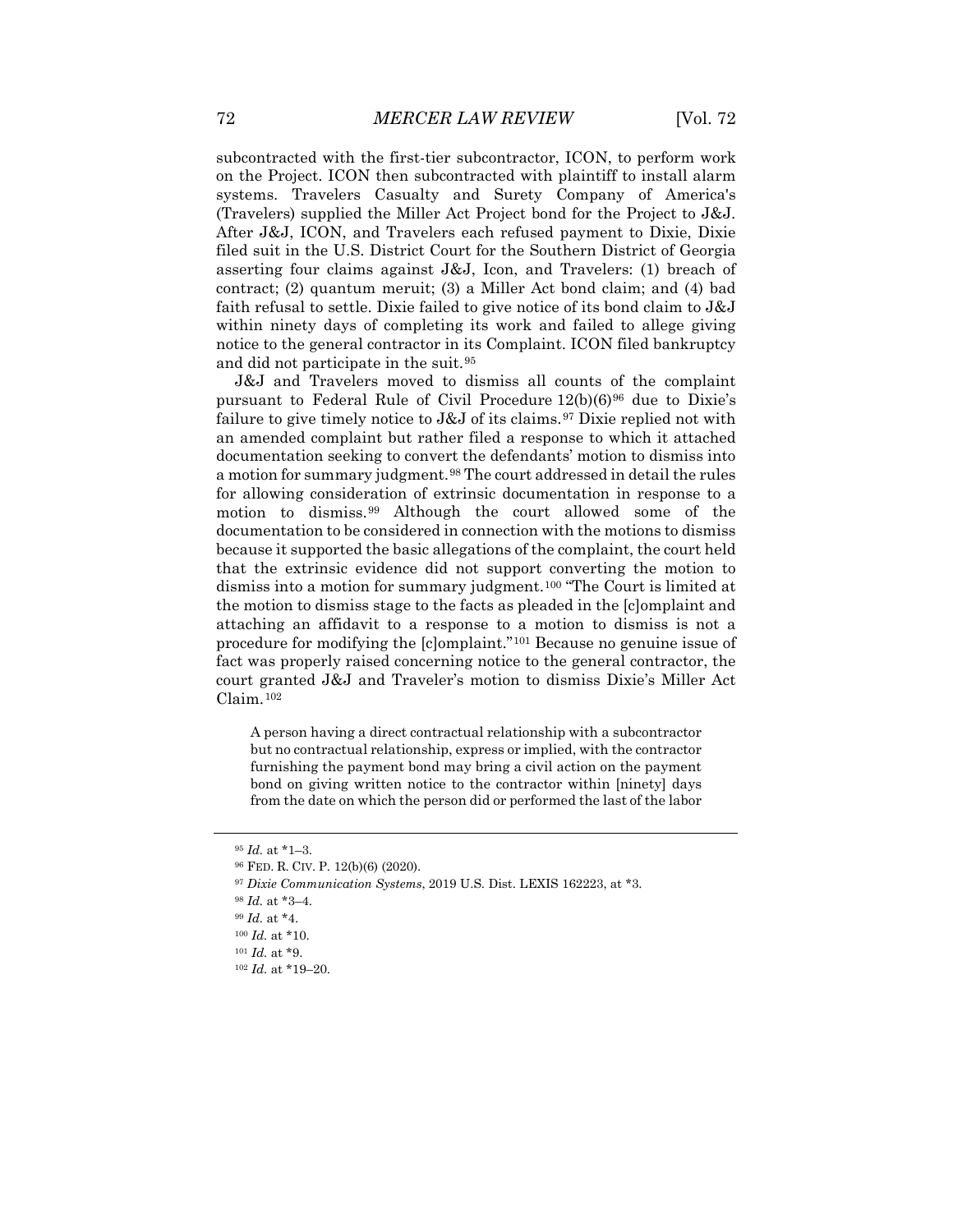subcontracted with the first-tier subcontractor, ICON, to perform work on the Project. ICON then subcontracted with plaintiff to install alarm systems. Travelers Casualty and Surety Company of America's (Travelers) supplied the Miller Act Project bond for the Project to J&J. After J&J, ICON, and Travelers each refused payment to Dixie, Dixie filed suit in the U.S. District Court for the Southern District of Georgia asserting four claims against J&J, Icon, and Travelers: (1) breach of contract; (2) quantum meruit; (3) a Miller Act bond claim; and (4) bad faith refusal to settle. Dixie failed to give notice of its bond claim to J&J within ninety days of completing its work and failed to allege giving notice to the general contractor in its Complaint. ICON filed bankruptcy and did not participate in the suit.[95]

J&J and Travelers moved to dismiss all counts of the complaint pursuant to Federal Rule of Civil Procedure 12(b)(6)[96] due to Dixie's failure to give timely notice to J&J of its claims.[97] Dixie replied not with an amended complaint but rather filed a response to which it attached documentation seeking to convert the defendants' motion to dismiss into a motion for summary judgment.[98] The court addressed in detail the rules for allowing consideration of extrinsic documentation in response to a motion to dismiss.[99] Although the court allowed some of the documentation to be considered in connection with the motions to dismiss because it supported the basic allegations of the complaint, the court held that the extrinsic evidence did not support converting the motion to dismiss into a motion for summary judgment.[100] "The Court is limited at the motion to dismiss stage to the facts as pleaded in the [c]omplaint and attaching an affidavit to a response to a motion to dismiss is not a procedure for modifying the [c]omplaint."[101] Because no genuine issue of fact was properly raised concerning notice to the general contractor, the court granted J&J and Traveler's motion to dismiss Dixie's Miller Act Claim.[102]

> A person having a direct contractual relationship with a subcontractor but no contractual relationship, express or implied, with the contractor furnishing the payment bond may bring a civil action on the payment bond on giving written notice to the contractor within [ninety] days from the date on which the person did or performed the last of the labor

---

[95] *Id.* at *1–3.

[96] FED. R. CIV. P. 12(b)(6) (2020).

[97] *Dixie Communication Systems*, 2019 U.S. Dist. LEXIS 162223, at *3.

[98] *Id.* at *3–4.

[99] *Id.* at *4.

[100] *Id.* at *10.

[101] *Id.* at *9.

[102] *Id.* at *19–20.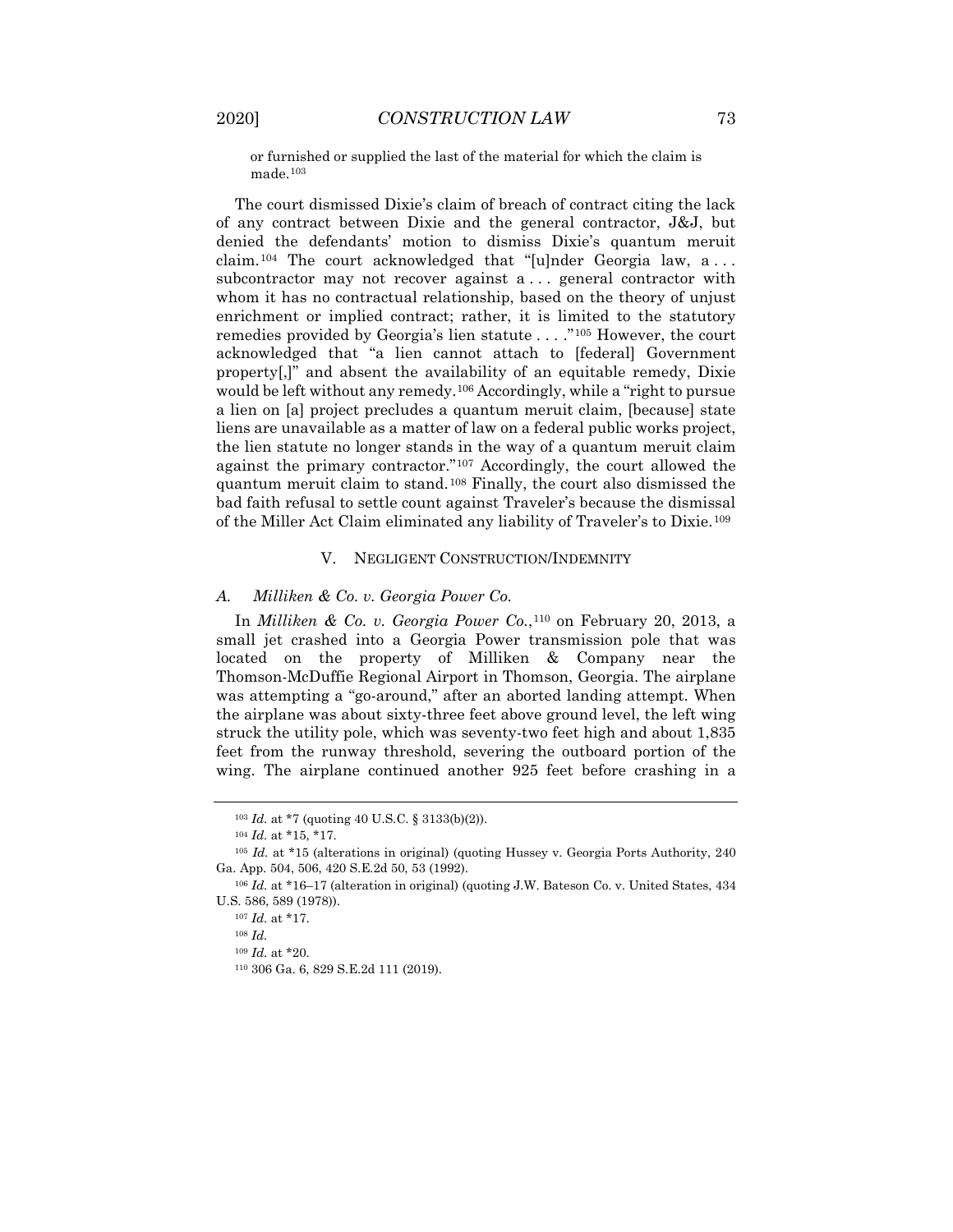or furnished or supplied the last of the material for which the claim is made.[103]

The court dismissed Dixie's claim of breach of contract citing the lack of any contract between Dixie and the general contractor, J&J, but denied the defendants' motion to dismiss Dixie's quantum meruit claim.[104] The court acknowledged that "[u]nder Georgia law, a . . . subcontractor may not recover against a . . . general contractor with whom it has no contractual relationship, based on the theory of unjust enrichment or implied contract; rather, it is limited to the statutory remedies provided by Georgia's lien statute . . . ."[105] However, the court acknowledged that "a lien cannot attach to [federal] Government property[,]" and absent the availability of an equitable remedy, Dixie would be left without any remedy.[106] Accordingly, while a "right to pursue a lien on [a] project precludes a quantum meruit claim, [because] state liens are unavailable as a matter of law on a federal public works project, the lien statute no longer stands in the way of a quantum meruit claim against the primary contractor."[107] Accordingly, the court allowed the quantum meruit claim to stand.[108] Finally, the court also dismissed the bad faith refusal to settle count against Traveler's because the dismissal of the Miller Act Claim eliminated any liability of Traveler's to Dixie.[109]

## V. Negligent Construction/Indemnity

### A. *Milliken & Co. v. Georgia Power Co.*

In *Milliken & Co. v. Georgia Power Co.*,[110] on February 20, 2013, a small jet crashed into a Georgia Power transmission pole that was located on the property of Milliken & Company near the Thomson-McDuffie Regional Airport in Thomson, Georgia. The airplane was attempting a "go-around," after an aborted landing attempt. When the airplane was about sixty-three feet above ground level, the left wing struck the utility pole, which was seventy-two feet high and about 1,835 feet from the runway threshold, severing the outboard portion of the wing. The airplane continued another 925 feet before crashing in a

---

[103] *Id.* at *7 (quoting 40 U.S.C. § 3133(b)(2)).

[104] *Id.* at *15, *17.

[105] *Id.* at *15 (alterations in original) (quoting Hussey v. Georgia Ports Authority, 240 Ga. App. 504, 506, 420 S.E.2d 50, 53 (1992).

[106] *Id.* at *16–17 (alteration in original) (quoting J.W. Bateson Co. v. United States, 434 U.S. 586, 589 (1978)).

[107] *Id.* at *17.

[108] *Id.*

[109] *Id.* at *20.

[110] 306 Ga. 6, 829 S.E.2d 111 (2019).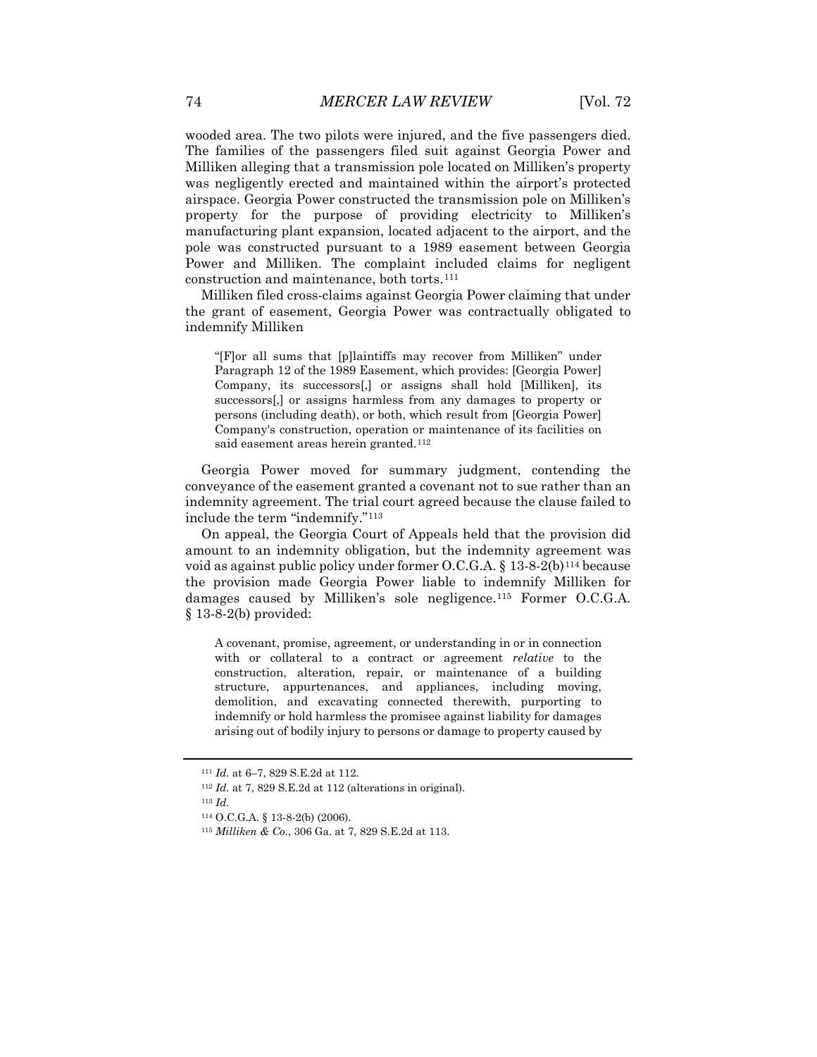wooded area. The two pilots were injured, and the five passengers died. The families of the passengers filed suit against Georgia Power and Milliken alleging that a transmission pole located on Milliken's property was negligently erected and maintained within the airport's protected airspace. Georgia Power constructed the transmission pole on Milliken's property for the purpose of providing electricity to Milliken's manufacturing plant expansion, located adjacent to the airport, and the pole was constructed pursuant to a 1989 easement between Georgia Power and Milliken. The complaint included claims for negligent construction and maintenance, both torts.[111]

Milliken filed cross-claims against Georgia Power claiming that under the grant of easement, Georgia Power was contractually obligated to indemnify Milliken

> "[F]or all sums that [p]laintiffs may recover from Milliken" under Paragraph 12 of the 1989 Easement, which provides: [Georgia Power] Company, its successors[,] or assigns shall hold [Milliken], its successors[,] or assigns harmless from any damages to property or persons (including death), or both, which result from [Georgia Power] Company's construction, operation or maintenance of its facilities on said easement areas herein granted.[112]

Georgia Power moved for summary judgment, contending the conveyance of the easement granted a covenant not to sue rather than an indemnity agreement. The trial court agreed because the clause failed to include the term "indemnify."[113]

On appeal, the Georgia Court of Appeals held that the provision did amount to an indemnity obligation, but the indemnity agreement was void as against public policy under former O.C.G.A. § 13-8-2(b)[114] because the provision made Georgia Power liable to indemnify Milliken for damages caused by Milliken's sole negligence.[115] Former O.C.G.A. § 13-8-2(b) provided:

> A covenant, promise, agreement, or understanding in or in connection with or collateral to a contract or agreement *relative* to the construction, alteration, repair, or maintenance of a building structure, appurtenances, and appliances, including moving, demolition, and excavating connected therewith, purporting to indemnify or hold harmless the promisee against liability for damages arising out of bodily injury to persons or damage to property caused by

---

[111] *Id.* at 6–7, 829 S.E.2d at 112.

[112] *Id.* at 7, 829 S.E.2d at 112 (alterations in original).

[113] *Id.*

[114] O.C.G.A. § 13-8-2(b) (2006).

[115] *Milliken & Co.*, 306 Ga. at 7, 829 S.E.2d at 113.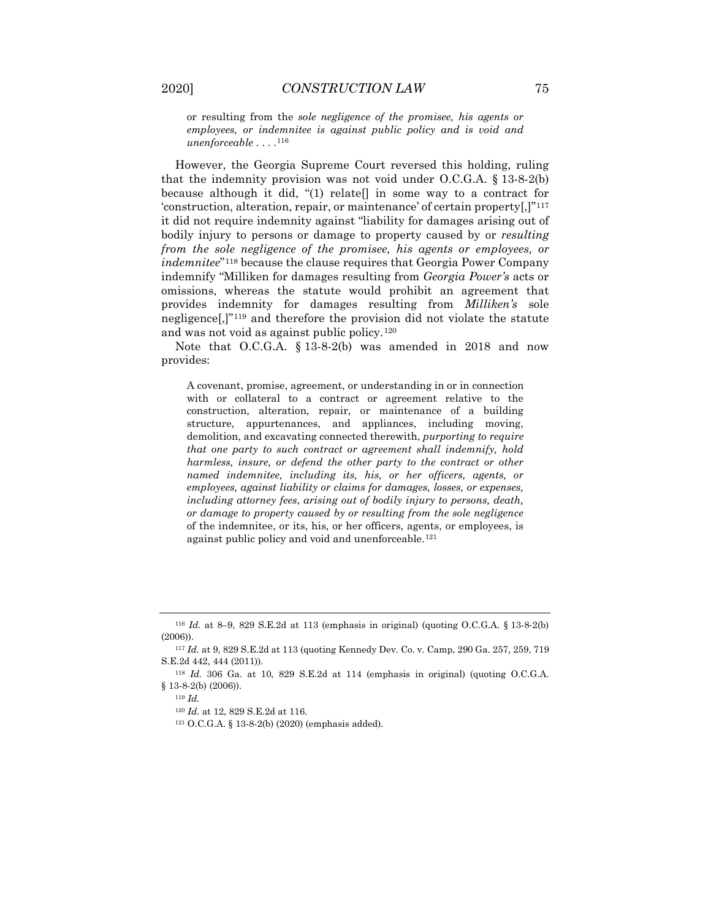> or resulting from the *sole negligence of the promisee, his agents or employees, or indemnitee is against public policy and is void and unenforceable* . . . .[116]

However, the Georgia Supreme Court reversed this holding, ruling that the indemnity provision was not void under O.C.G.A. § 13-8-2(b) because although it did, "(1) relate[] in some way to a contract for 'construction, alteration, repair, or maintenance' of certain property[,]"[117] it did not require indemnity against "liability for damages arising out of bodily injury to persons or damage to property caused by or *resulting from the sole negligence of the promisee, his agents or employees, or indemnitee*"[118] because the clause requires that Georgia Power Company indemnify "Milliken for damages resulting from *Georgia Power's* acts or omissions, whereas the statute would prohibit an agreement that provides indemnity for damages resulting from *Milliken's* sole negligence[,]"[119] and therefore the provision did not violate the statute and was not void as against public policy.[120]

Note that O.C.G.A. § 13-8-2(b) was amended in 2018 and now provides:

> A covenant, promise, agreement, or understanding in or in connection with or collateral to a contract or agreement relative to the construction, alteration, repair, or maintenance of a building structure, appurtenances, and appliances, including moving, demolition, and excavating connected therewith, *purporting to require that one party to such contract or agreement shall indemnify, hold harmless, insure, or defend the other party to the contract or other named indemnitee, including its, his, or her officers, agents, or employees, against liability or claims for damages, losses, or expenses, including attorney fees*, *arising out of bodily injury to persons, death, or damage to property caused by or resulting from the sole negligence* of the indemnitee, or its, his, or her officers, agents, or employees, is against public policy and void and unenforceable.[121]

---

[116] *Id.* at 8–9, 829 S.E.2d at 113 (emphasis in original) (quoting O.C.G.A. § 13-8-2(b) (2006)).

[117] *Id.* at 9, 829 S.E.2d at 113 (quoting Kennedy Dev. Co. v. Camp, 290 Ga. 257, 259, 719 S.E.2d 442, 444 (2011)).

[118] *Id.* 306 Ga. at 10, 829 S.E.2d at 114 (emphasis in original) (quoting O.C.G.A. § 13-8-2(b) (2006)).

[119] *Id.*

[120] *Id.* at 12, 829 S.E.2d at 116.

[121] O.C.G.A. § 13-8-2(b) (2020) (emphasis added).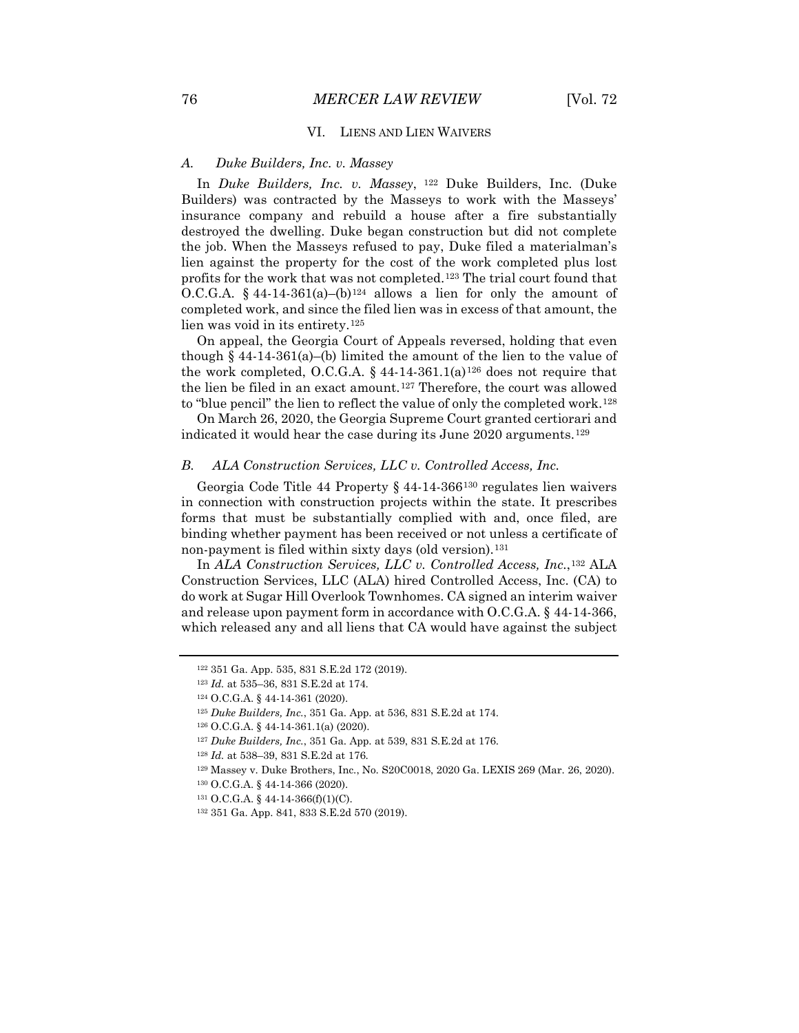## VI. LIENS AND LIEN WAIVERS

### *A. Duke Builders, Inc. v. Massey*

In *Duke Builders, Inc. v. Massey*, [122] Duke Builders, Inc. (Duke Builders) was contracted by the Masseys to work with the Masseys' insurance company and rebuild a house after a fire substantially destroyed the dwelling. Duke began construction but did not complete the job. When the Masseys refused to pay, Duke filed a materialman's lien against the property for the cost of the work completed plus lost profits for the work that was not completed.[123] The trial court found that O.C.G.A. § 44-14-361(a)–(b)[124] allows a lien for only the amount of completed work, and since the filed lien was in excess of that amount, the lien was void in its entirety.[125]

On appeal, the Georgia Court of Appeals reversed, holding that even though § 44-14-361(a)–(b) limited the amount of the lien to the value of the work completed, O.C.G.A. § 44-14-361.1(a)[126] does not require that the lien be filed in an exact amount.[127] Therefore, the court was allowed to "blue pencil" the lien to reflect the value of only the completed work.[128]

On March 26, 2020, the Georgia Supreme Court granted certiorari and indicated it would hear the case during its June 2020 arguments.[129]

### *B. ALA Construction Services, LLC v. Controlled Access, Inc.*

Georgia Code Title 44 Property § 44-14-366[130] regulates lien waivers in connection with construction projects within the state. It prescribes forms that must be substantially complied with and, once filed, are binding whether payment has been received or not unless a certificate of non-payment is filed within sixty days (old version).[131]

In *ALA Construction Services, LLC v. Controlled Access, Inc.*,[132] ALA Construction Services, LLC (ALA) hired Controlled Access, Inc. (CA) to do work at Sugar Hill Overlook Townhomes. CA signed an interim waiver and release upon payment form in accordance with O.C.G.A. § 44-14-366, which released any and all liens that CA would have against the subject

---

[122] 351 Ga. App. 535, 831 S.E.2d 172 (2019).

[123] *Id.* at 535–36, 831 S.E.2d at 174.

[124] O.C.G.A. § 44-14-361 (2020).

[125] *Duke Builders, Inc.*, 351 Ga. App. at 536, 831 S.E.2d at 174.

[126] O.C.G.A. § 44-14-361.1(a) (2020).

[127] *Duke Builders, Inc.*, 351 Ga. App. at 539, 831 S.E.2d at 176.

[128] *Id.* at 538–39, 831 S.E.2d at 176.

[129] Massey v. Duke Brothers, Inc., No. S20C0018, 2020 Ga. LEXIS 269 (Mar. 26, 2020).

[130] O.C.G.A. § 44-14-366 (2020).

[131] O.C.G.A. § 44-14-366(f)(1)(C).

[132] 351 Ga. App. 841, 833 S.E.2d 570 (2019).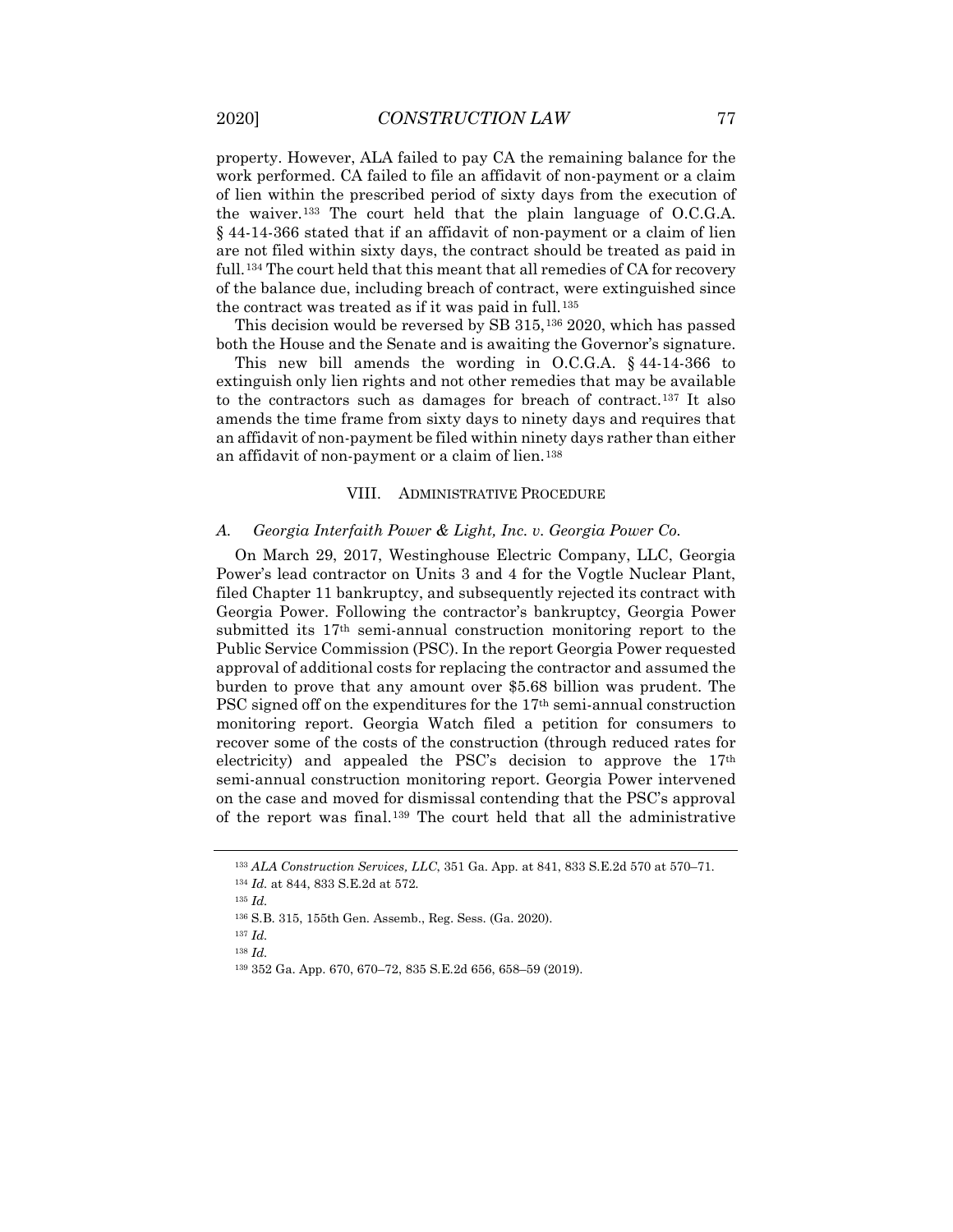property. However, ALA failed to pay CA the remaining balance for the work performed. CA failed to file an affidavit of non-payment or a claim of lien within the prescribed period of sixty days from the execution of the waiver.[133] The court held that the plain language of O.C.G.A. § 44-14-366 stated that if an affidavit of non-payment or a claim of lien are not filed within sixty days, the contract should be treated as paid in full.[134] The court held that this meant that all remedies of CA for recovery of the balance due, including breach of contract, were extinguished since the contract was treated as if it was paid in full.[135]

This decision would be reversed by SB 315,[136] 2020, which has passed both the House and the Senate and is awaiting the Governor's signature.

This new bill amends the wording in O.C.G.A. § 44-14-366 to extinguish only lien rights and not other remedies that may be available to the contractors such as damages for breach of contract.[137] It also amends the time frame from sixty days to ninety days and requires that an affidavit of non-payment be filed within ninety days rather than either an affidavit of non-payment or a claim of lien.[138]

## VIII. Administrative Procedure

### A. *Georgia Interfaith Power & Light, Inc. v. Georgia Power Co.*

On March 29, 2017, Westinghouse Electric Company, LLC, Georgia Power's lead contractor on Units 3 and 4 for the Vogtle Nuclear Plant, filed Chapter 11 bankruptcy, and subsequently rejected its contract with Georgia Power. Following the contractor's bankruptcy, Georgia Power submitted its 17th semi-annual construction monitoring report to the Public Service Commission (PSC). In the report Georgia Power requested approval of additional costs for replacing the contractor and assumed the burden to prove that any amount over $5.68 billion was prudent. The PSC signed off on the expenditures for the 17th semi-annual construction monitoring report. Georgia Watch filed a petition for consumers to recover some of the costs of the construction (through reduced rates for electricity) and appealed the PSC's decision to approve the 17th semi-annual construction monitoring report. Georgia Power intervened on the case and moved for dismissal contending that the PSC's approval of the report was final.[139] The court held that all the administrative

---

[133] *ALA Construction Services, LLC*, 351 Ga. App. at 841, 833 S.E.2d 570 at 570–71.

[134] *Id.* at 844, 833 S.E.2d at 572.

[135] *Id.*

[136] S.B. 315, 155th Gen. Assemb., Reg. Sess. (Ga. 2020).

[137] *Id.*

[138] *Id.*

[139] 352 Ga. App. 670, 670–72, 835 S.E.2d 656, 658–59 (2019).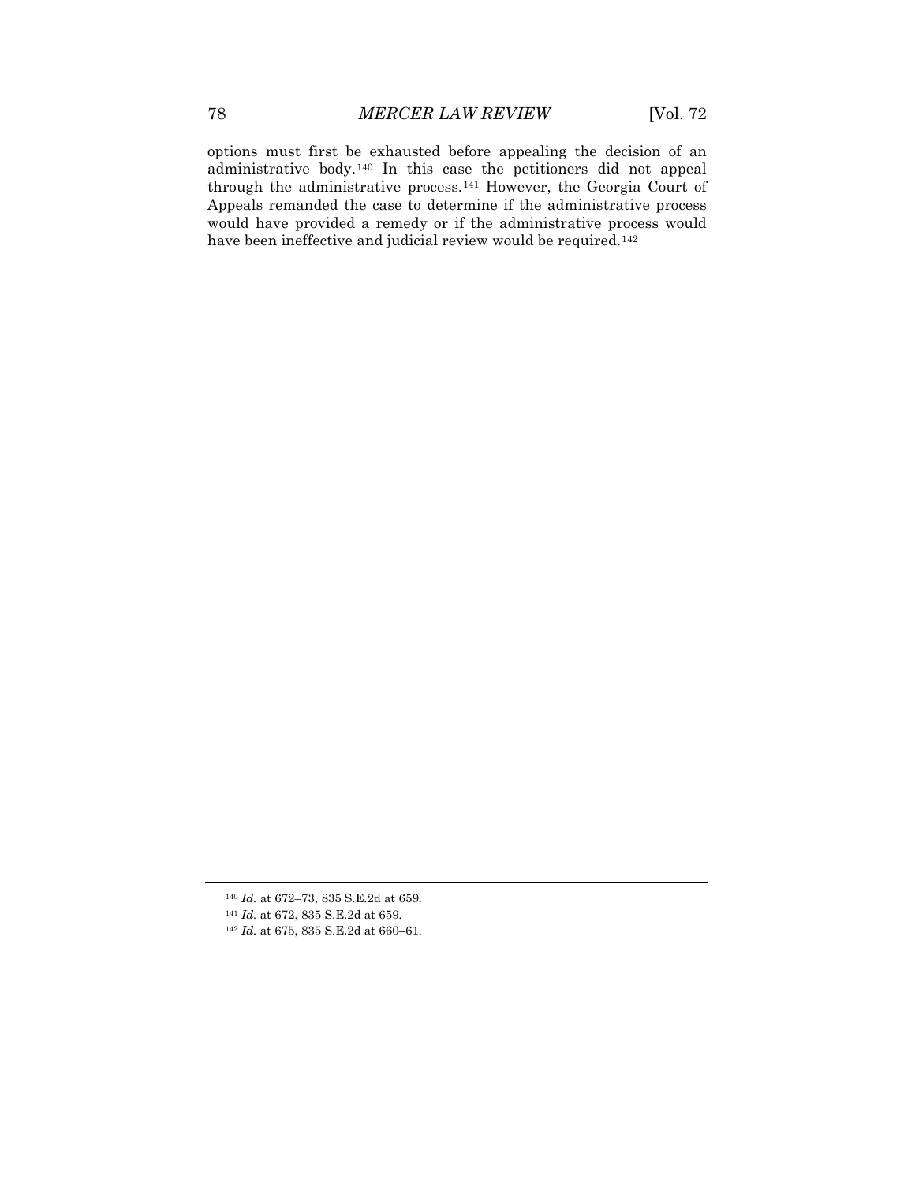options must first be exhausted before appealing the decision of an administrative body.[140] In this case the petitioners did not appeal through the administrative process.[141] However, the Georgia Court of Appeals remanded the case to determine if the administrative process would have provided a remedy or if the administrative process would have been ineffective and judicial review would be required.[142]

---

[140] *Id.* at 672–73, 835 S.E.2d at 659.

[141] *Id.* at 672, 835 S.E.2d at 659.

[142] *Id.* at 675, 835 S.E.2d at 660–61.